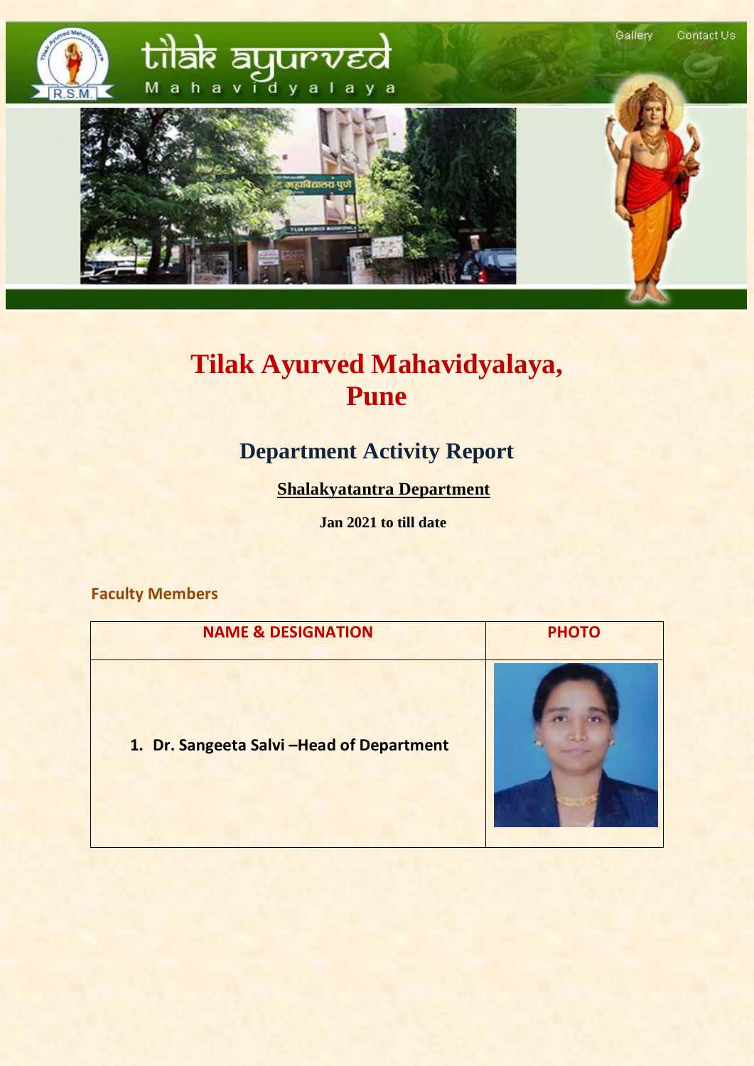# Tilak Ayurved Mahavidyalaya, Pune

## Department Activity Report

### Shalakyatantra Department

**Jan 2021 to till date**

**Faculty Members**

| NAME & DESIGNATION | PHOTO |
|---|---|
| 1. **Dr. Sangeeta Salvi –Head of Department** | |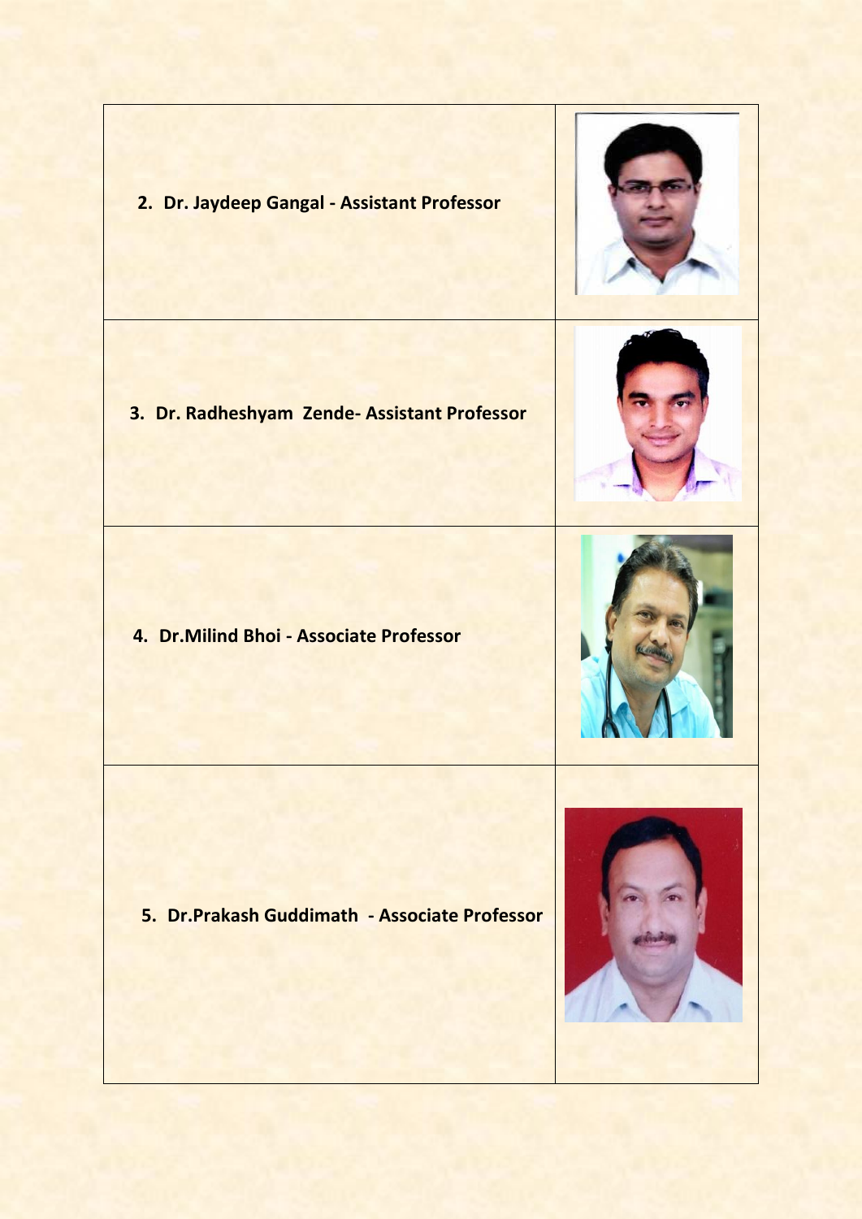| | |
|---|---|
| **2. Dr. Jaydeep Gangal - Assistant Professor** | |
| **3. Dr. Radheshyam Zende- Assistant Professor** | |
| **4. Dr.Milind Bhoi - Associate Professor** | |
| **5. Dr.Prakash Guddimath - Associate Professor** | |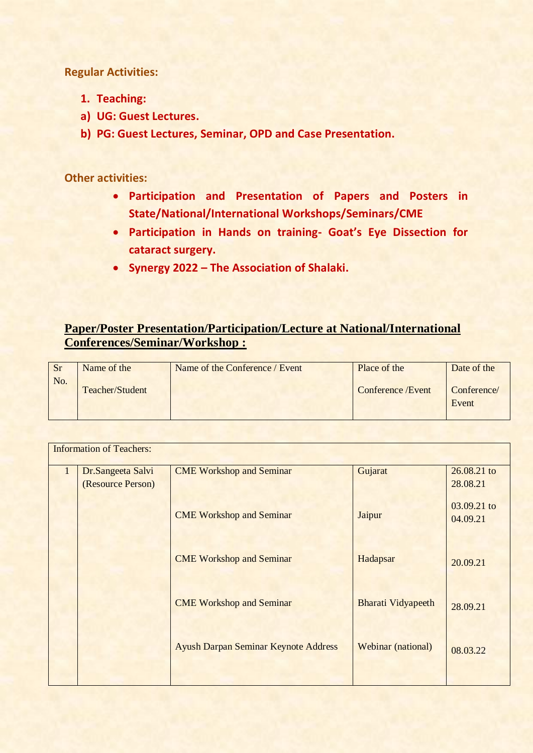**Regular Activities:**

1. **Teaching:**

a) **UG: Guest Lectures.**

b) **PG: Guest Lectures, Seminar, OPD and Case Presentation.**

**Other activities:**

- **Participation and Presentation of Papers and Posters in State/National/International Workshops/Seminars/CME**
- **Participation in Hands on training- Goat's Eye Dissection for cataract surgery.**
- **Synergy 2022 – The Association of Shalaki.**

## Paper/Poster Presentation/Participation/Lecture at National/International Conferences/Seminar/Workshop :

| Sr No. | Name of the Teacher/Student | Name of the Conference / Event | Place of the Conference /Event | Date of the Conference/ Event |
|---|---|---|---|---|
| Information of Teachers: | | | | |
| 1 | Dr.Sangeeta Salvi (Resource Person) | CME Workshop and Seminar | Gujarat | 26.08.21 to 28.08.21 |
| | | CME Workshop and Seminar | Jaipur | 03.09.21 to 04.09.21 |
| | | CME Workshop and Seminar | Hadapsar | 20.09.21 |
| | | CME Workshop and Seminar | Bharati Vidyapeeth | 28.09.21 |
| | | Ayush Darpan Seminar Keynote Address | Webinar (national) | 08.03.22 |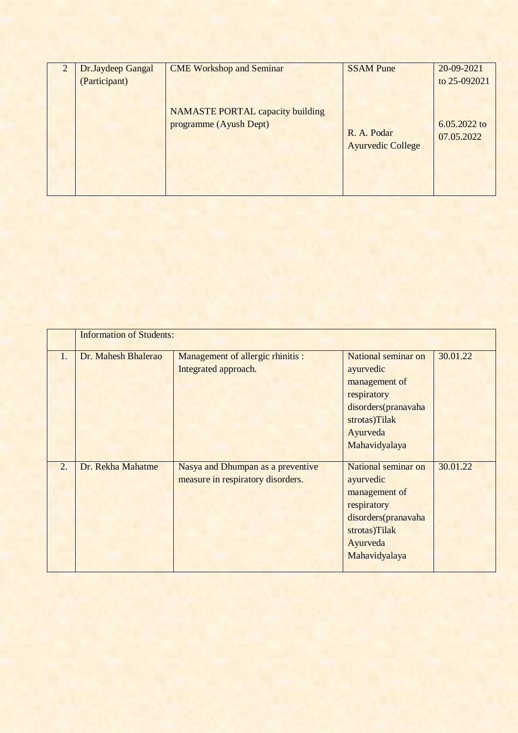| 2 | Dr.Jaydeep Gangal (Participant) | CME Workshop and Seminar<br><br>NAMASTE PORTAL capacity building programme (Ayush Dept) | SSAM Pune<br><br>R. A. Podar Ayurvedic College | 20-09-2021 to 25-092021<br><br>6.05.2022 to 07.05.2022 |
|---|---|---|---|---|

| | Information of Students: | | | |
|---|---|---|---|---|
| 1. | Dr. Mahesh Bhalerao | Management of allergic rhinitis : Integrated approach. | National seminar on ayurvedic management of respiratory disorders(pranavaha strotas)Tilak Ayurveda Mahavidyalaya | 30.01.22 |
| 2. | Dr. Rekha Mahatme | Nasya and Dhumpan as a preventive measure in respiratory disorders. | National seminar on ayurvedic management of respiratory disorders(pranavaha strotas)Tilak Ayurveda Mahavidyalaya | 30.01.22 |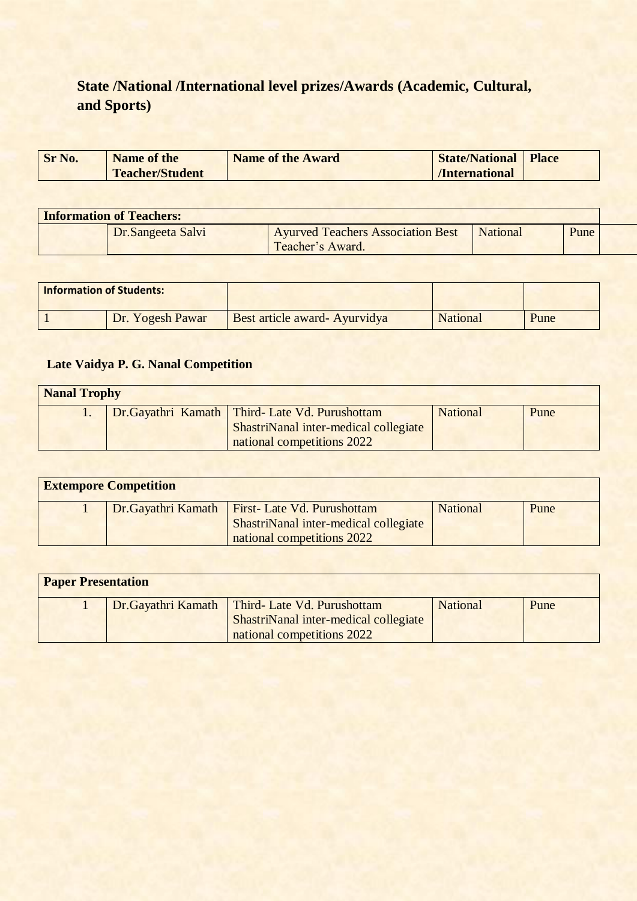## State /National /International level prizes/Awards (Academic, Cultural, and Sports)

| Sr No. | Name of the Teacher/Student | Name of the Award | State/National /International | Place |
|---|---|---|---|---|
| **Information of Teachers:** | | | | |
| | Dr.Sangeeta Salvi | Ayurved Teachers Association Best Teacher's Award. | National | Pune |
| **Information of Students:** | | | | |
| 1 | Dr. Yogesh Pawar | Best article award- Ayurvidya | National | Pune |

### Late Vaidya P. G. Nanal Competition

| **Nanal Trophy** | | | | |
|---|---|---|---|---|
| 1. | Dr.Gayathri Kamath | Third- Late Vd. Purushottam ShastriNanal inter-medical collegiate national competitions 2022 | National | Pune |

| **Extempore Competition** | | | | |
|---|---|---|---|---|
| 1 | Dr.Gayathri Kamath | First- Late Vd. Purushottam ShastriNanal inter-medical collegiate national competitions 2022 | National | Pune |

| **Paper Presentation** | | | | |
|---|---|---|---|---|
| 1 | Dr.Gayathri Kamath | Third- Late Vd. Purushottam ShastriNanal inter-medical collegiate national competitions 2022 | National | Pune |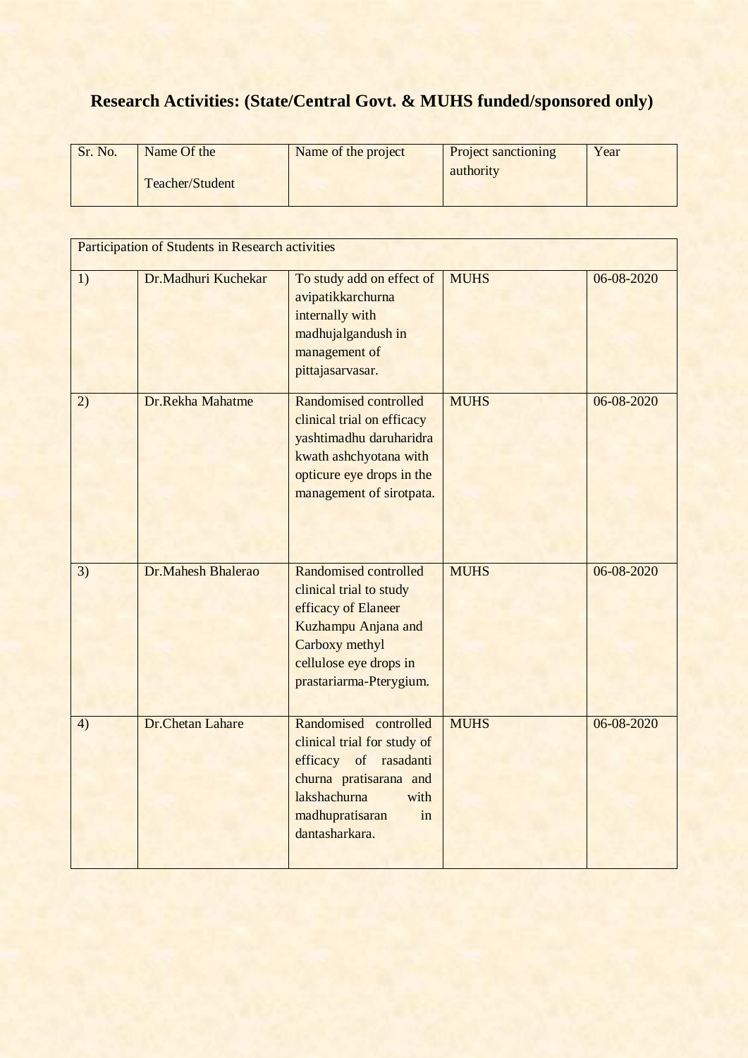# Research Activities: (State/Central Govt. & MUHS funded/sponsored only)

| Sr. No. | Name Of the Teacher/Student | Name of the project | Project sanctioning authority | Year |
|---|---|---|---|---|
| Participation of Students in Research activities | | | | |
| 1) | Dr.Madhuri Kuchekar | To study add on effect of avipatikkarchurna internally with madhujalgandush in management of pittajasarvasar. | MUHS | 06-08-2020 |
| 2) | Dr.Rekha Mahatme | Randomised controlled clinical trial on efficacy yashtimadhu daruharidra kwath ashchyotana with opticure eye drops in the management of sirotpata. | MUHS | 06-08-2020 |
| 3) | Dr.Mahesh Bhalerao | Randomised controlled clinical trial to study efficacy of Elaneer Kuzhampu Anjana and Carboxy methyl cellulose eye drops in prastariarma-Pterygium. | MUHS | 06-08-2020 |
| 4) | Dr.Chetan Lahare | Randomised controlled clinical trial for study of efficacy of rasadanti churna pratisarana and lakshachurna with madhupratisaran in dantasharkara. | MUHS | 06-08-2020 |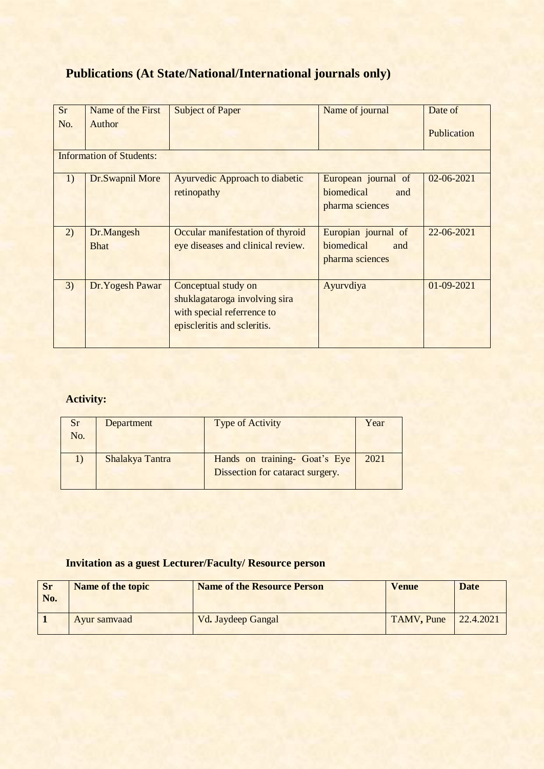## Publications (At State/National/International journals only)

| Sr No. | Name of the First Author | Subject of Paper | Name of journal | Date of Publication |
|---|---|---|---|---|
| Information of Students: | | | | |
| 1) | Dr.Swapnil More | Ayurvedic Approach to diabetic retinopathy | European journal of biomedical and pharma sciences | 02-06-2021 |
| 2) | Dr.Mangesh Bhat | Occular manifestation of thyroid eye diseases and clinical review. | Europian journal of biomedical and pharma sciences | 22-06-2021 |
| 3) | Dr.Yogesh Pawar | Conceptual study on shuklagataroga involving sira with special referrence to episcleritis and scleritis. | Ayurvdiya | 01-09-2021 |

## Activity:

| Sr No. | Department | Type of Activity | Year |
|---|---|---|---|
| 1) | Shalakya Tantra | Hands on training- Goat's Eye Dissection for cataract surgery. | 2021 |

## Invitation as a guest Lecturer/Faculty/ Resource person

| Sr No. | Name of the topic | Name of the Resource Person | Venue | Date |
|---|---|---|---|---|
| 1 | Ayur samvaad | Vd. Jaydeep Gangal | TAMV, Pune | 22.4.2021 |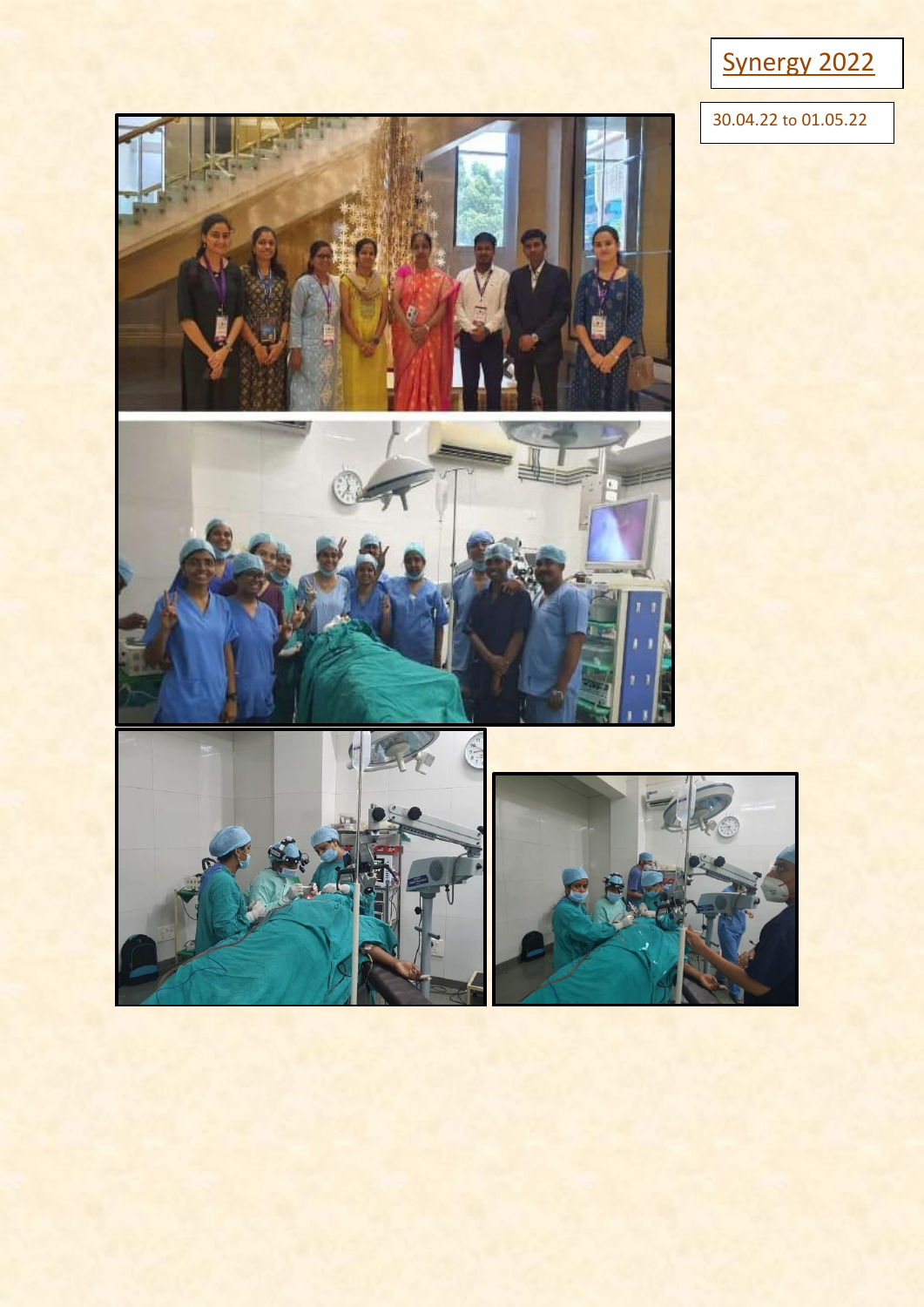Synergy 2022

30.04.22 to 01.05.22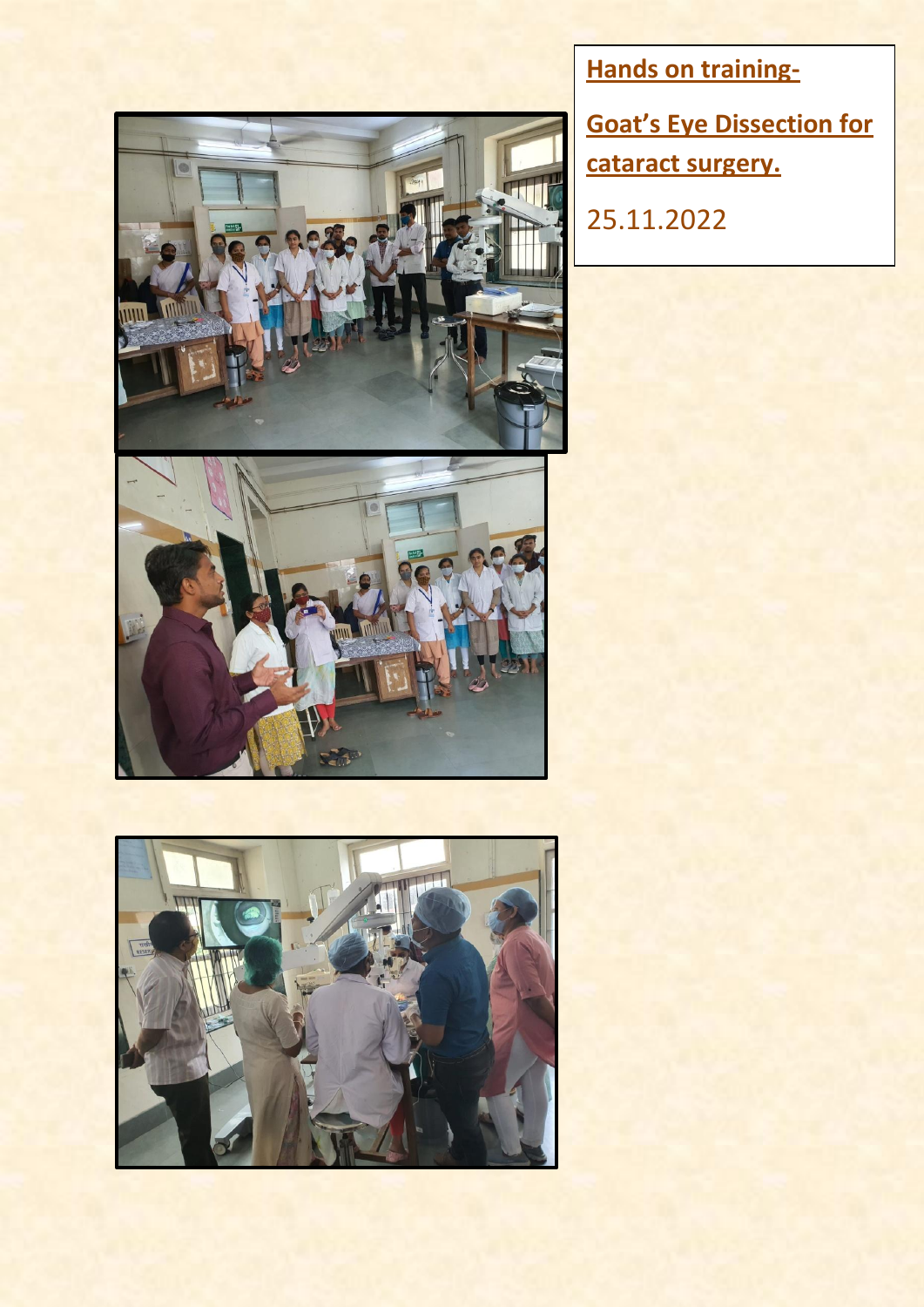**Hands on training-**

**Goat's Eye Dissection for cataract surgery.**

25.11.2022